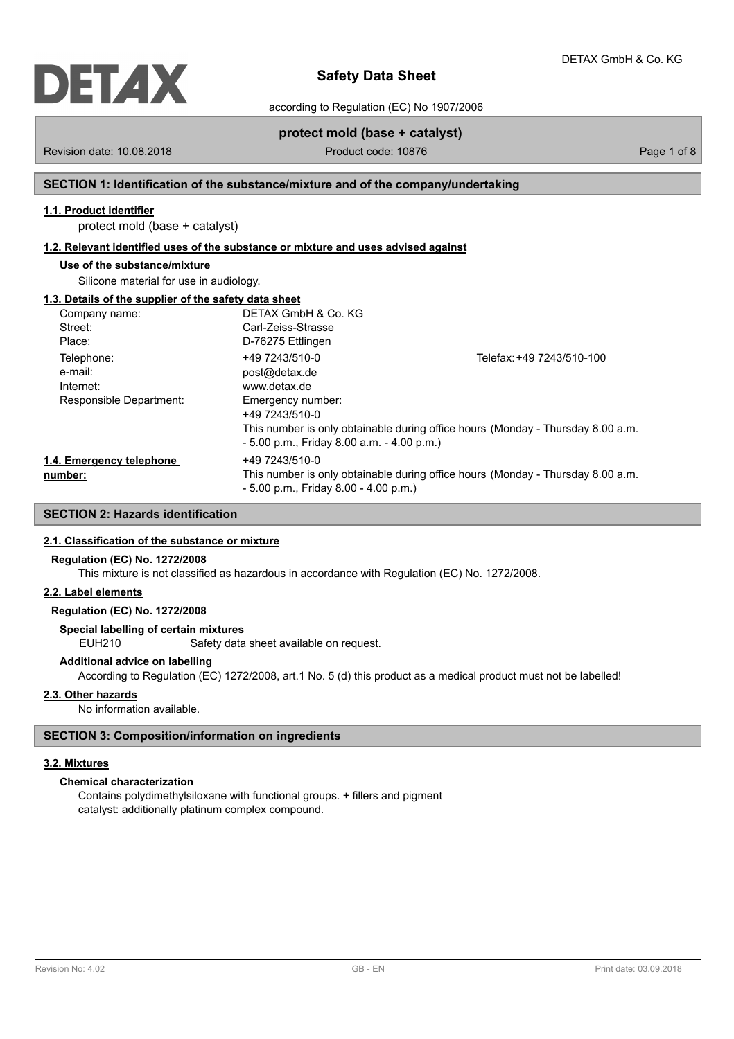# Safety Data Sheet

according to Regulation (EC) No 1907/2006

**protect mold (base + catalyst)**

Revision date: 10.08.2018 | Product code: 10876

## SECTION 1: Identification of the substance/mixture and of the company/undertaking

### 1.1. Product identifier

protect mold (base + catalyst)

### 1.2. Relevant identified uses of the substance or mixture and uses advised against

**Use of the substance/mixture**

Silicone material for use in audiology.

### 1.3. Details of the supplier of the safety data sheet

| | | |
|---|---|---|
| Company name: | DETAX GmbH & Co. KG | |
| Street: | Carl-Zeiss-Strasse | |
| Place: | D-76275 Ettlingen | |
| Telephone: | +49 7243/510-0 | Telefax: +49 7243/510-100 |
| e-mail: | post@detax.de | |
| Internet: | www.detax.de | |
| Responsible Department: | Emergency number: +49 7243/510-0 This number is only obtainable during office hours (Monday - Thursday 8.00 a.m. - 5.00 p.m., Friday 8.00 a.m. - 4.00 p.m.) | |

### 1.4. Emergency telephone number:

+49 7243/510-0
This number is only obtainable during office hours (Monday - Thursday 8.00 a.m. - 5.00 p.m., Friday 8.00 - 4.00 p.m.)

## SECTION 2: Hazards identification

### 2.1. Classification of the substance or mixture

**Regulation (EC) No. 1272/2008**

This mixture is not classified as hazardous in accordance with Regulation (EC) No. 1272/2008.

### 2.2. Label elements

**Regulation (EC) No. 1272/2008**

**Special labelling of certain mixtures**

EUH210 Safety data sheet available on request.

**Additional advice on labelling**

According to Regulation (EC) 1272/2008, art.1 No. 5 (d) this product as a medical product must not be labelled!

### 2.3. Other hazards

No information available.

## SECTION 3: Composition/information on ingredients

### 3.2. Mixtures

**Chemical characterization**

Contains polydimethylsiloxane with functional groups. + fillers and pigment
catalyst: additionally platinum complex compound.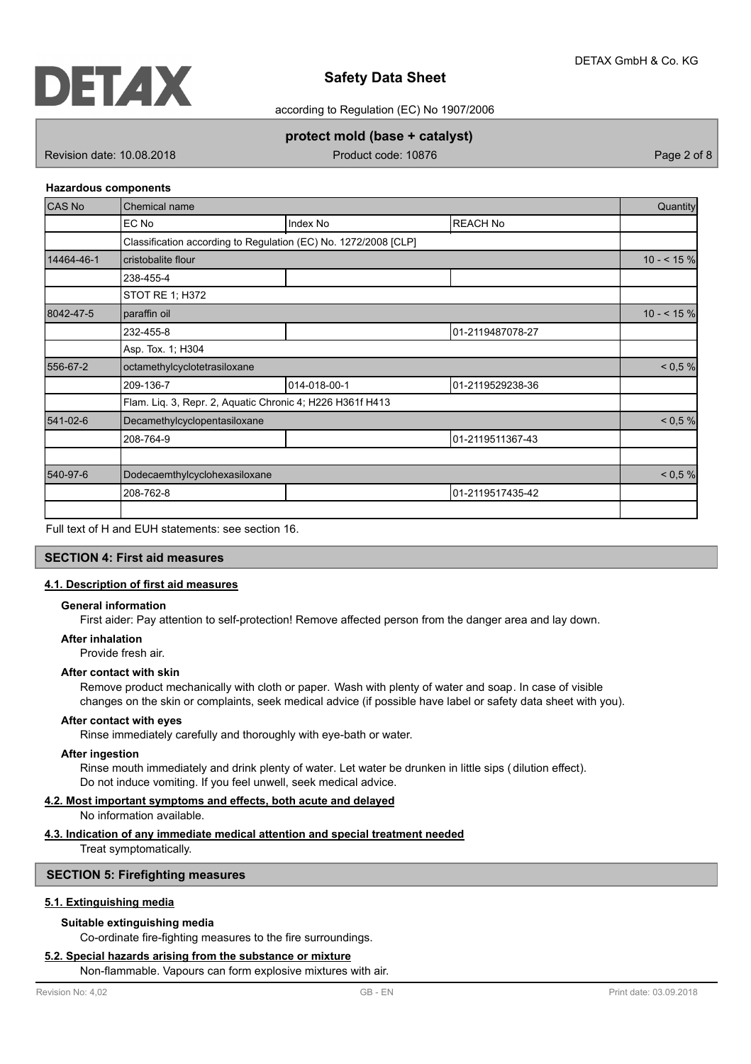### Hazardous components

| CAS No | Chemical name | | | Quantity |
|---|---|---|---|---|
| | EC No | Index No | REACH No | |
| | Classification according to Regulation (EC) No. 1272/2008 [CLP] | | | |
| 14464-46-1 | cristobalite flour | | | 10 - < 15 % |
| | 238-455-4 | | | |
| | STOT RE 1; H372 | | | |
| 8042-47-5 | paraffin oil | | | 10 - < 15 % |
| | 232-455-8 | | 01-2119487078-27 | |
| | Asp. Tox. 1; H304 | | | |
| 556-67-2 | octamethylcyclotetrasiloxane | | | < 0,5 % |
| | 209-136-7 | 014-018-00-1 | 01-2119529238-36 | |
| | Flam. Liq. 3, Repr. 2, Aquatic Chronic 4; H226 H361f H413 | | | |
| 541-02-6 | Decamethylcyclopentasiloxane | | | < 0,5 % |
| | 208-764-9 | | 01-2119511367-43 | |
| | | | | |
| 540-97-6 | Dodecaemthylcyclohexasiloxane | | | < 0,5 % |
| | 208-762-8 | | 01-2119517435-42 | |
| | | | | |

Full text of H and EUH statements: see section 16.

## SECTION 4: First aid measures

### 4.1. Description of first aid measures

**General information**

First aider: Pay attention to self-protection! Remove affected person from the danger area and lay down.

**After inhalation**

Provide fresh air.

**After contact with skin**

Remove product mechanically with cloth or paper. Wash with plenty of water and soap. In case of visible changes on the skin or complaints, seek medical advice (if possible have label or safety data sheet with you).

**After contact with eyes**

Rinse immediately carefully and thoroughly with eye-bath or water.

**After ingestion**

Rinse mouth immediately and drink plenty of water. Let water be drunken in little sips (dilution effect). Do not induce vomiting. If you feel unwell, seek medical advice.

### 4.2. Most important symptoms and effects, both acute and delayed

No information available.

### 4.3. Indication of any immediate medical attention and special treatment needed

Treat symptomatically.

## SECTION 5: Firefighting measures

### 5.1. Extinguishing media

**Suitable extinguishing media**

Co-ordinate fire-fighting measures to the fire surroundings.

### 5.2. Special hazards arising from the substance or mixture

Non-flammable. Vapours can form explosive mixtures with air.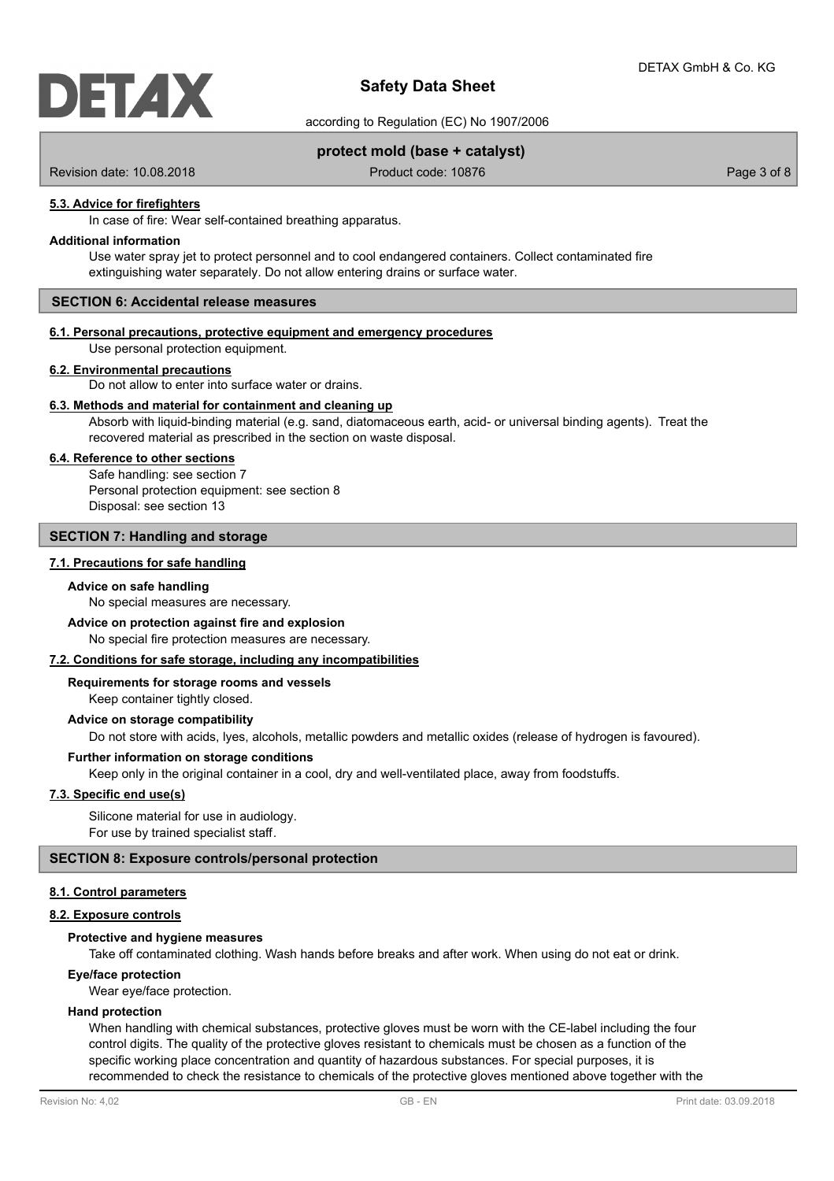### 5.3. Advice for firefighters

In case of fire: Wear self-contained breathing apparatus.

**Additional information**

Use water spray jet to protect personnel and to cool endangered containers. Collect contaminated fire extinguishing water separately. Do not allow entering drains or surface water.

## SECTION 6: Accidental release measures

### 6.1. Personal precautions, protective equipment and emergency procedures

Use personal protection equipment.

### 6.2. Environmental precautions

Do not allow to enter into surface water or drains.

### 6.3. Methods and material for containment and cleaning up

Absorb with liquid-binding material (e.g. sand, diatomaceous earth, acid- or universal binding agents). Treat the recovered material as prescribed in the section on waste disposal.

### 6.4. Reference to other sections

Safe handling: see section 7
Personal protection equipment: see section 8
Disposal: see section 13

## SECTION 7: Handling and storage

### 7.1. Precautions for safe handling

**Advice on safe handling**

No special measures are necessary.

**Advice on protection against fire and explosion**

No special fire protection measures are necessary.

### 7.2. Conditions for safe storage, including any incompatibilities

**Requirements for storage rooms and vessels**

Keep container tightly closed.

**Advice on storage compatibility**

Do not store with acids, lyes, alcohols, metallic powders and metallic oxides (release of hydrogen is favoured).

**Further information on storage conditions**

Keep only in the original container in a cool, dry and well-ventilated place, away from foodstuffs.

### 7.3. Specific end use(s)

Silicone material for use in audiology.
For use by trained specialist staff.

## SECTION 8: Exposure controls/personal protection

### 8.1. Control parameters

### 8.2. Exposure controls

**Protective and hygiene measures**

Take off contaminated clothing. Wash hands before breaks and after work. When using do not eat or drink.

**Eye/face protection**

Wear eye/face protection.

**Hand protection**

When handling with chemical substances, protective gloves must be worn with the CE-label including the four control digits. The quality of the protective gloves resistant to chemicals must be chosen as a function of the specific working place concentration and quantity of hazardous substances. For special purposes, it is recommended to check the resistance to chemicals of the protective gloves mentioned above together with the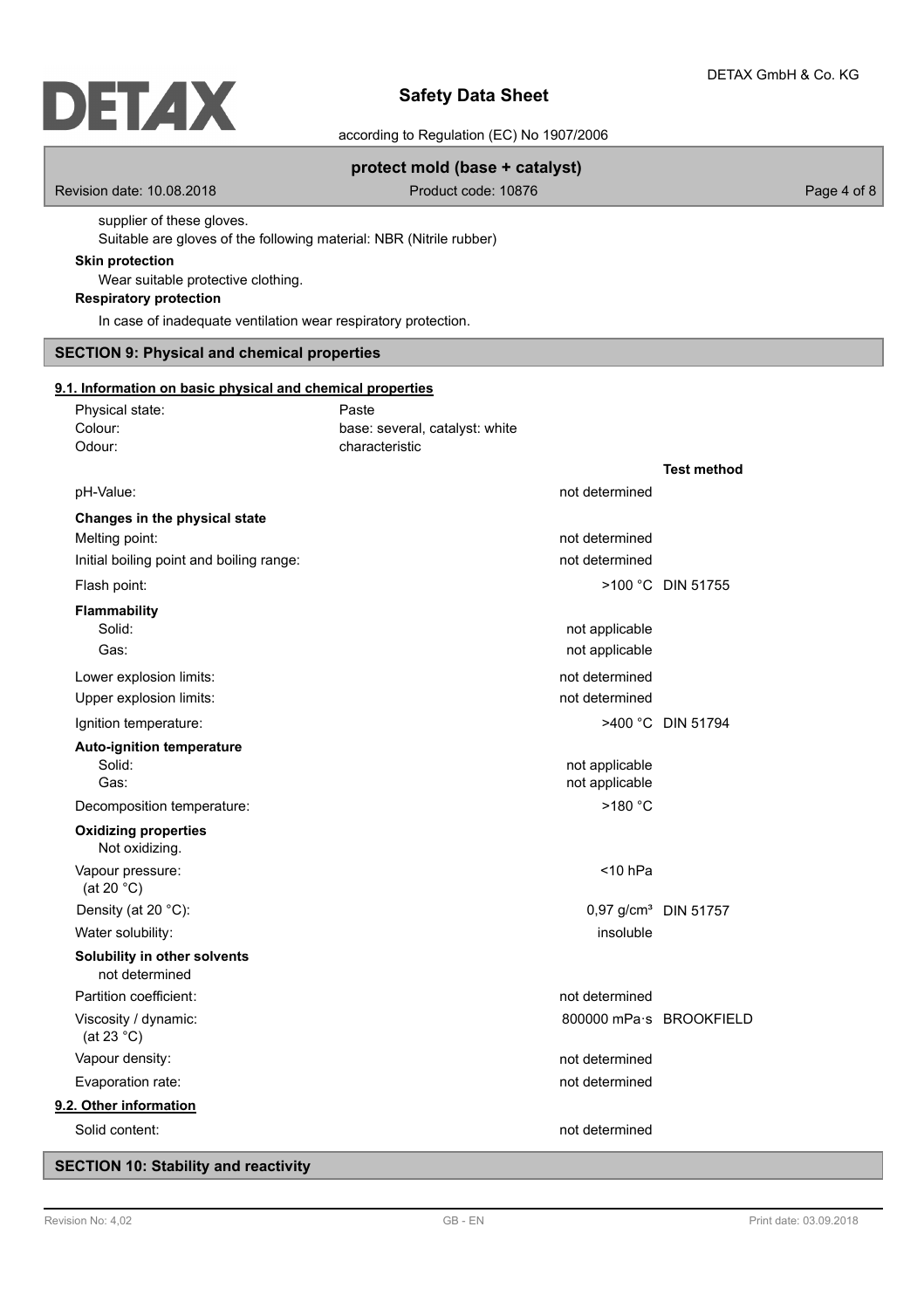supplier of these gloves.

Suitable are gloves of the following material: NBR (Nitrile rubber)

**Skin protection**

Wear suitable protective clothing.

**Respiratory protection**

In case of inadequate ventilation wear respiratory protection.

## SECTION 9: Physical and chemical properties

### 9.1. Information on basic physical and chemical properties

| | | |
|---|---|---|
| Physical state: | Paste | |
| Colour: | base: several, catalyst: white | |
| Odour: | characteristic | |
| | | **Test method** |
| pH-Value: | not determined | |
| **Changes in the physical state** | | |
| Melting point: | not determined | |
| Initial boiling point and boiling range: | not determined | |
| Flash point: | >100 °C | DIN 51755 |
| **Flammability** | | |
| Solid: | not applicable | |
| Gas: | not applicable | |
| Lower explosion limits: | not determined | |
| Upper explosion limits: | not determined | |
| Ignition temperature: | >400 °C | DIN 51794 |
| **Auto-ignition temperature** | | |
| Solid: | not applicable | |
| Gas: | not applicable | |
| Decomposition temperature: | >180 °C | |
| **Oxidizing properties** Not oxidizing. | | |
| Vapour pressure: (at 20 °C) | <10 hPa | |
| Density (at 20 °C): | 0,97 g/cm³ | DIN 51757 |
| Water solubility: | insoluble | |
| **Solubility in other solvents** not determined | | |
| Partition coefficient: | not determined | |
| Viscosity / dynamic: (at 23 °C) | 800000 mPa·s | BROOKFIELD |
| Vapour density: | not determined | |
| Evaporation rate: | not determined | |

### 9.2. Other information

| | |
|---|---|
| Solid content: | not determined |

## SECTION 10: Stability and reactivity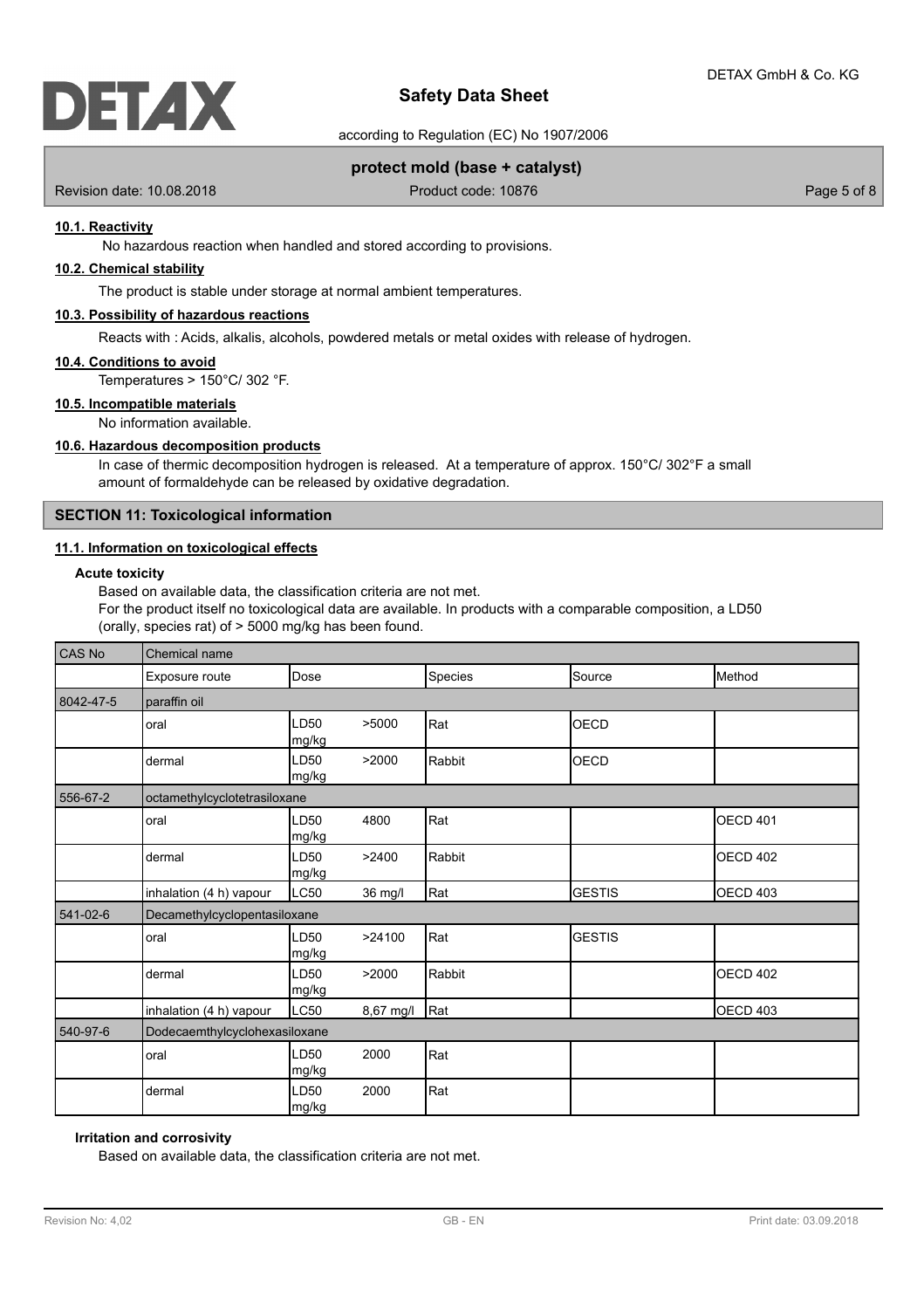#### 10.1. Reactivity

No hazardous reaction when handled and stored according to provisions.

#### 10.2. Chemical stability

The product is stable under storage at normal ambient temperatures.

#### 10.3. Possibility of hazardous reactions

Reacts with : Acids, alkalis, alcohols, powdered metals or metal oxides with release of hydrogen.

#### 10.4. Conditions to avoid

Temperatures > 150°C/ 302 °F.

#### 10.5. Incompatible materials

No information available.

#### 10.6. Hazardous decomposition products

In case of thermic decomposition hydrogen is released. At a temperature of approx. 150°C/ 302°F a small amount of formaldehyde can be released by oxidative degradation.

## SECTION 11: Toxicological information

#### 11.1. Information on toxicological effects

**Acute toxicity**

Based on available data, the classification criteria are not met.
For the product itself no toxicological data are available. In products with a comparable composition, a LD50 (orally, species rat) of > 5000 mg/kg has been found.

| CAS No | Chemical name | | | | |
|---|---|---|---|---|---|
| | Exposure route | Dose | Species | Source | Method |
| 8042-47-5 | paraffin oil | | | | |
| | oral | LD50 >5000 mg/kg | Rat | OECD | |
| | dermal | LD50 >2000 mg/kg | Rabbit | OECD | |
| 556-67-2 | octamethylcyclotetrasiloxane | | | | |
| | oral | LD50 4800 mg/kg | Rat | | OECD 401 |
| | dermal | LD50 >2400 mg/kg | Rabbit | | OECD 402 |
| | inhalation (4 h) vapour | LC50 36 mg/l | Rat | GESTIS | OECD 403 |
| 541-02-6 | Decamethylcyclopentasiloxane | | | | |
| | oral | LD50 >24100 mg/kg | Rat | GESTIS | |
| | dermal | LD50 >2000 mg/kg | Rabbit | | OECD 402 |
| | inhalation (4 h) vapour | LC50 8,67 mg/l | Rat | | OECD 403 |
| 540-97-6 | Dodecaemthylcyclohexasiloxane | | | | |
| | oral | LD50 2000 mg/kg | Rat | | |
| | dermal | LD50 2000 mg/kg | Rat | | |

**Irritation and corrosivity**

Based on available data, the classification criteria are not met.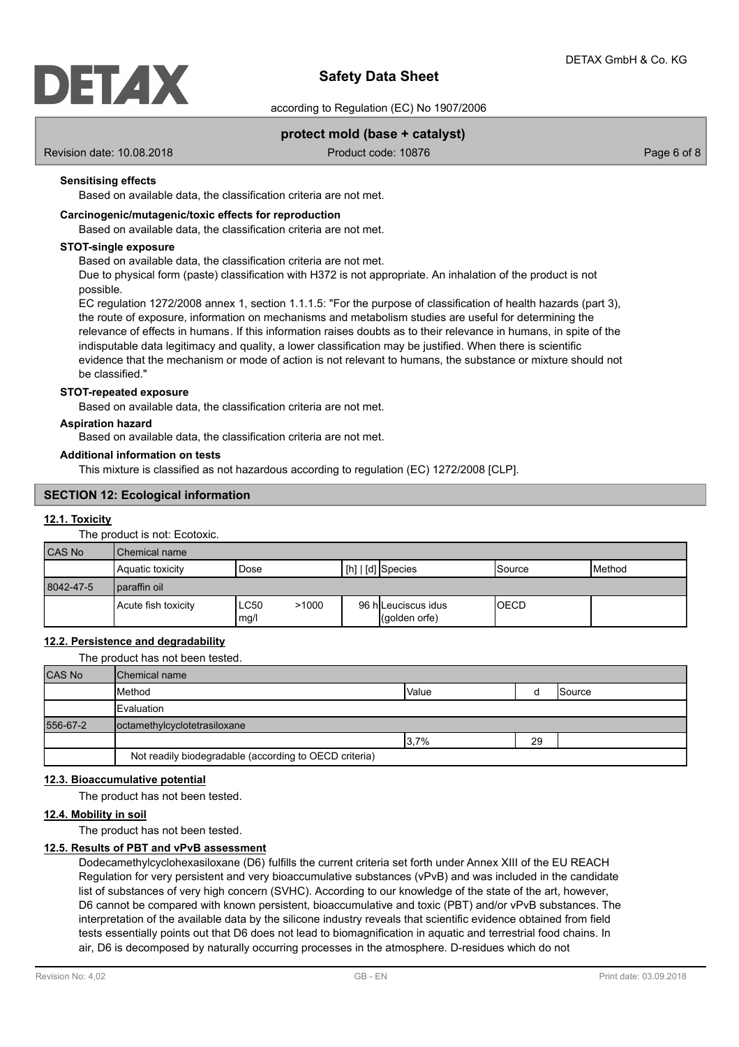**Sensitising effects**

Based on available data, the classification criteria are not met.

**Carcinogenic/mutagenic/toxic effects for reproduction**

Based on available data, the classification criteria are not met.

**STOT-single exposure**

Based on available data, the classification criteria are not met.

Due to physical form (paste) classification with H372 is not appropriate. An inhalation of the product is not possible.

EC regulation 1272/2008 annex 1, section 1.1.1.5: "For the purpose of classification of health hazards (part 3), the route of exposure, information on mechanisms and metabolism studies are useful for determining the relevance of effects in humans. If this information raises doubts as to their relevance in humans, in spite of the indisputable data legitimacy and quality, a lower classification may be justified. When there is scientific evidence that the mechanism or mode of action is not relevant to humans, the substance or mixture should not be classified."

**STOT-repeated exposure**

Based on available data, the classification criteria are not met.

**Aspiration hazard**

Based on available data, the classification criteria are not met.

**Additional information on tests**

This mixture is classified as not hazardous according to regulation (EC) 1272/2008 [CLP].

## SECTION 12: Ecological information

### 12.1. Toxicity

The product is not: Ecotoxic.

| CAS No | Chemical name | | | | | |
|---|---|---|---|---|---|---|
| | Aquatic toxicity | Dose | [h] \| [d] | Species | Source | Method |
| 8042-47-5 | paraffin oil | | | | | |
| | Acute fish toxicity | LC50 >1000 mg/l | 96 h | Leuciscus idus (golden orfe) | OECD | |

### 12.2. Persistence and degradability

The product has not been tested.

| CAS No | Chemical name | | | |
|---|---|---|---|---|
| | Method | Value | d | Source |
| | Evaluation | | | |
| 556-67-2 | octamethylcyclotetrasiloxane | | | |
| | | 3,7% | 29 | |
| | Not readily biodegradable (according to OECD criteria) | | | |

### 12.3. Bioaccumulative potential

The product has not been tested.

### 12.4. Mobility in soil

The product has not been tested.

### 12.5. Results of PBT and vPvB assessment

Dodecamethylcyclohexasiloxane (D6) fulfills the current criteria set forth under Annex XIII of the EU REACH Regulation for very persistent and very bioaccumulative substances (vPvB) and was included in the candidate list of substances of very high concern (SVHC). According to our knowledge of the state of the art, however, D6 cannot be compared with known persistent, bioaccumulative and toxic (PBT) and/or vPvB substances. The interpretation of the available data by the silicone industry reveals that scientific evidence obtained from field tests essentially points out that D6 does not lead to biomagnification in aquatic and terrestrial food chains. In air, D6 is decomposed by naturally occurring processes in the atmosphere. D-residues which do not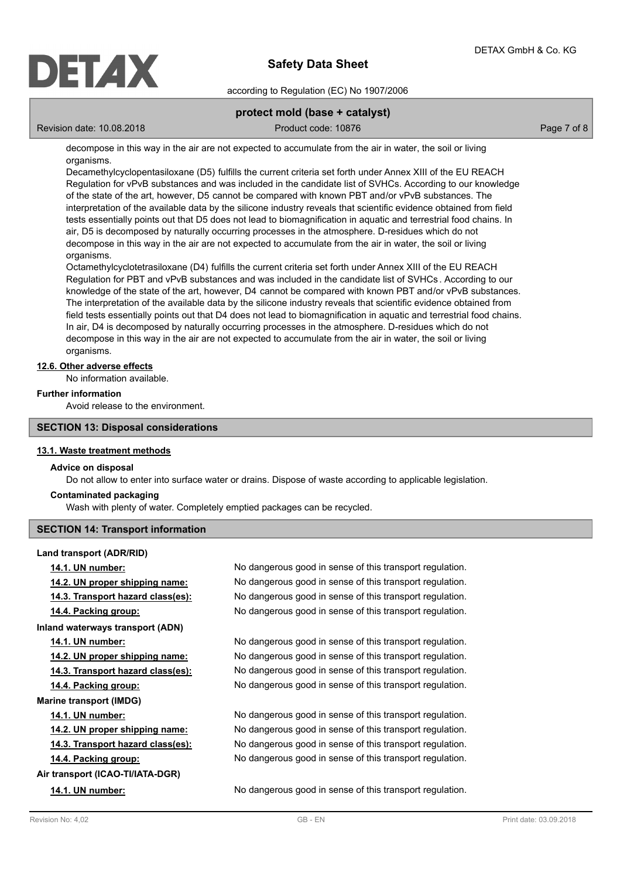decompose in this way in the air are not expected to accumulate from the air in water, the soil or living organisms.

Decamethylcyclopentasiloxane (D5) fulfills the current criteria set forth under Annex XIII of the EU REACH Regulation for vPvB substances and was included in the candidate list of SVHCs. According to our knowledge of the state of the art, however, D5 cannot be compared with known PBT and/or vPvB substances. The interpretation of the available data by the silicone industry reveals that scientific evidence obtained from field tests essentially points out that D5 does not lead to biomagnification in aquatic and terrestrial food chains. In air, D5 is decomposed by naturally occurring processes in the atmosphere. D-residues which do not decompose in this way in the air are not expected to accumulate from the air in water, the soil or living organisms.

Octamethylcyclotetrasiloxane (D4) fulfills the current criteria set forth under Annex XIII of the EU REACH Regulation for PBT and vPvB substances and was included in the candidate list of SVHCs. According to our knowledge of the state of the art, however, D4 cannot be compared with known PBT and/or vPvB substances. The interpretation of the available data by the silicone industry reveals that scientific evidence obtained from field tests essentially points out that D4 does not lead to biomagnification in aquatic and terrestrial food chains. In air, D4 is decomposed by naturally occurring processes in the atmosphere. D-residues which do not decompose in this way in the air are not expected to accumulate from the air in water, the soil or living organisms.

### 12.6. Other adverse effects

No information available.

**Further information**

Avoid release to the environment.

## SECTION 13: Disposal considerations

### 13.1. Waste treatment methods

**Advice on disposal**

Do not allow to enter into surface water or drains. Dispose of waste according to applicable legislation.

**Contaminated packaging**

Wash with plenty of water. Completely emptied packages can be recycled.

## SECTION 14: Transport information

**Land transport (ADR/RID)**

| | |
|---|---|
| **14.1. UN number:** | No dangerous good in sense of this transport regulation. |
| **14.2. UN proper shipping name:** | No dangerous good in sense of this transport regulation. |
| **14.3. Transport hazard class(es):** | No dangerous good in sense of this transport regulation. |
| **14.4. Packing group:** | No dangerous good in sense of this transport regulation. |

**Inland waterways transport (ADN)**

| | |
|---|---|
| **14.1. UN number:** | No dangerous good in sense of this transport regulation. |
| **14.2. UN proper shipping name:** | No dangerous good in sense of this transport regulation. |
| **14.3. Transport hazard class(es):** | No dangerous good in sense of this transport regulation. |
| **14.4. Packing group:** | No dangerous good in sense of this transport regulation. |

**Marine transport (IMDG)**

| | |
|---|---|
| **14.1. UN number:** | No dangerous good in sense of this transport regulation. |
| **14.2. UN proper shipping name:** | No dangerous good in sense of this transport regulation. |
| **14.3. Transport hazard class(es):** | No dangerous good in sense of this transport regulation. |
| **14.4. Packing group:** | No dangerous good in sense of this transport regulation. |

**Air transport (ICAO-TI/IATA-DGR)**

| | |
|---|---|
| **14.1. UN number:** | No dangerous good in sense of this transport regulation. |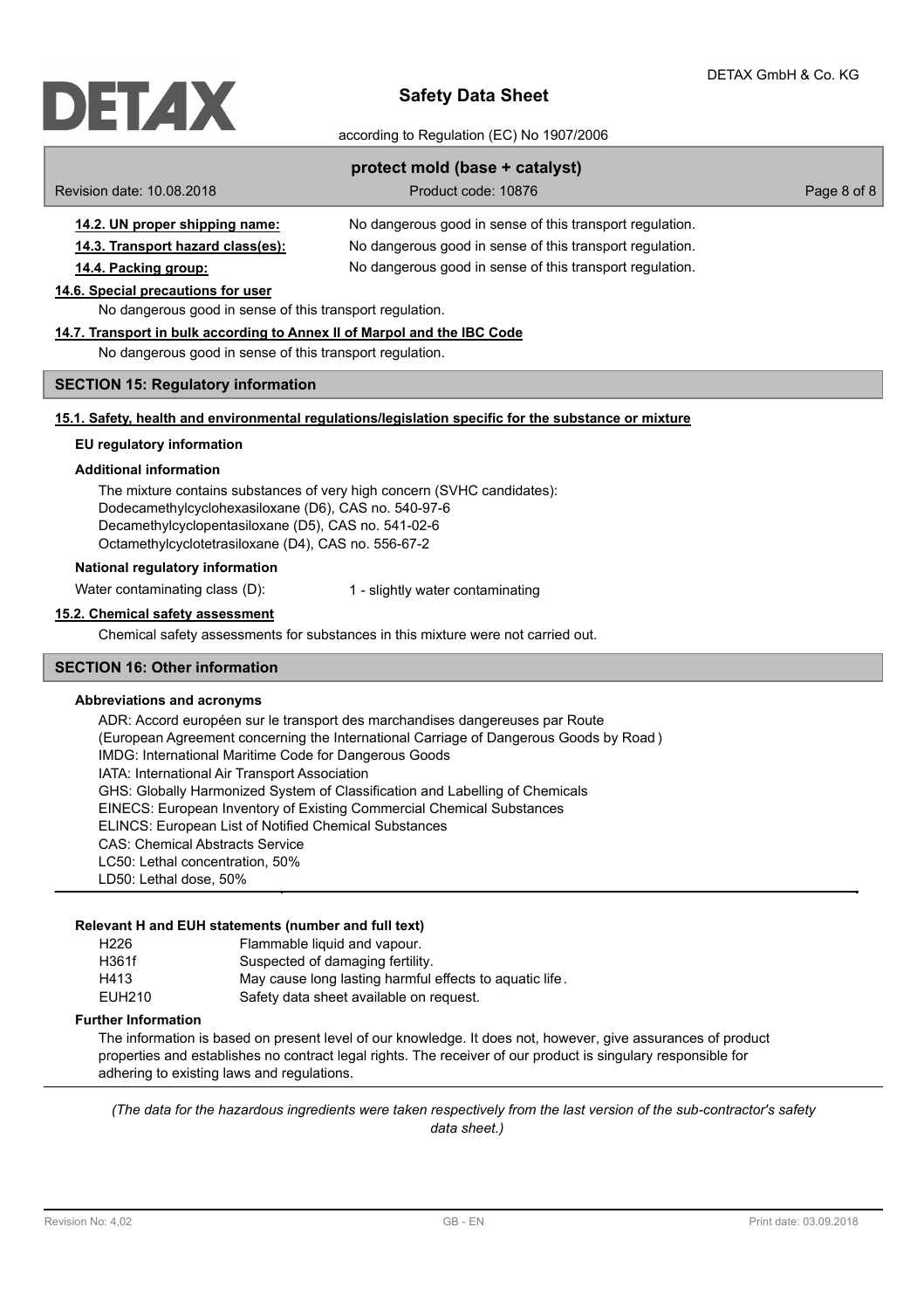**14.2. UN proper shipping name:** No dangerous good in sense of this transport regulation.

**14.3. Transport hazard class(es):** No dangerous good in sense of this transport regulation.

**14.4. Packing group:** No dangerous good in sense of this transport regulation.

**14.6. Special precautions for user**

No dangerous good in sense of this transport regulation.

**14.7. Transport in bulk according to Annex II of Marpol and the IBC Code**

No dangerous good in sense of this transport regulation.

## SECTION 15: Regulatory information

**15.1. Safety, health and environmental regulations/legislation specific for the substance or mixture**

**EU regulatory information**

**Additional information**

The mixture contains substances of very high concern (SVHC candidates):
Dodecamethylcyclohexasiloxane (D6), CAS no. 540-97-6
Decamethylcyclopentasiloxane (D5), CAS no. 541-02-6
Octamethylcyclotetrasiloxane (D4), CAS no. 556-67-2

**National regulatory information**

Water contaminating class (D): 1 - slightly water contaminating

**15.2. Chemical safety assessment**

Chemical safety assessments for substances in this mixture were not carried out.

## SECTION 16: Other information

**Abbreviations and acronyms**

ADR: Accord européen sur le transport des marchandises dangereuses par Route
(European Agreement concerning the International Carriage of Dangerous Goods by Road )
IMDG: International Maritime Code for Dangerous Goods
IATA: International Air Transport Association
GHS: Globally Harmonized System of Classification and Labelling of Chemicals
EINECS: European Inventory of Existing Commercial Chemical Substances
ELINCS: European List of Notified Chemical Substances
CAS: Chemical Abstracts Service
LC50: Lethal concentration, 50%
LD50: Lethal dose, 50%

**Relevant H and EUH statements (number and full text)**

| | |
|---|---|
| H226 | Flammable liquid and vapour. |
| H361f | Suspected of damaging fertility. |
| H413 | May cause long lasting harmful effects to aquatic life. |
| EUH210 | Safety data sheet available on request. |

**Further Information**

The information is based on present level of our knowledge. It does not, however, give assurances of product properties and establishes no contract legal rights. The receiver of our product is singulary responsible for adhering to existing laws and regulations.

*(The data for the hazardous ingredients were taken respectively from the last version of the sub-contractor's safety data sheet.)*